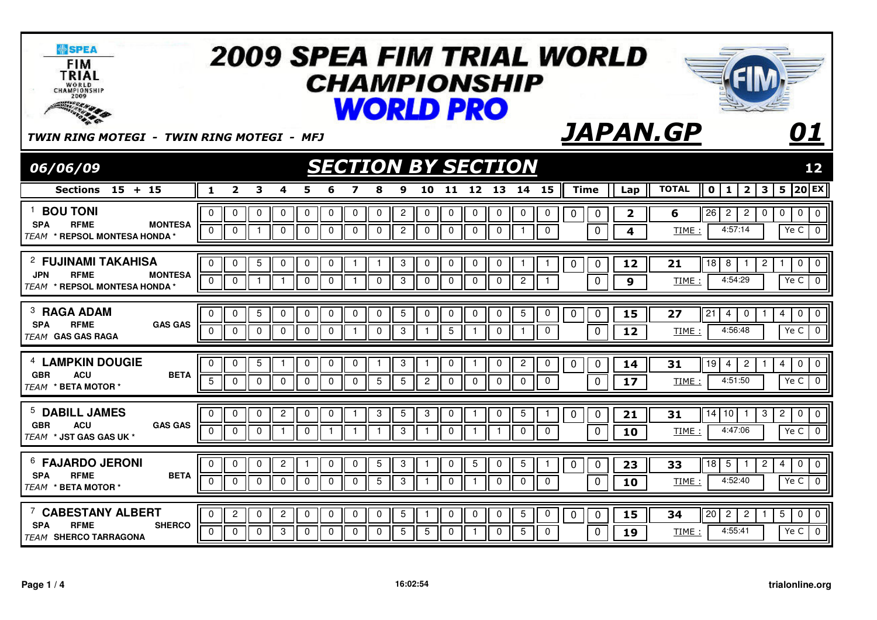# 2009 SPEA FIM TRIAL WORLD CHAMPIONSHIP
# WORLD PRO

*TWIN RING MOTEGI - TWIN RING MOTEGI - MFJ*

## JAPAN.GP 01

**06/06/09**

## SECTION BY SECTION

12

| Sections 15 + 15 | 1 | 2 | 3 | 4 | 5 | 6 | 7 | 8 | 9 | 10 | 11 | 12 | 13 | 14 | 15 | Time | | Lap | TOTAL | 0 | 1 | 2 | 3 | 5 | 20 | EX |
|---|---|---|---|---|---|---|---|---|---|---|---|---|---|---|---|---|---|---|---|---|---|---|---|---|---|---|
| 1 BOU TONI | 0 | 0 | 0 | 0 | 0 | 0 | 0 | 0 | 2 | 0 | 0 | 0 | 0 | 0 | 0 | 0 | 0 | 2 | 6 | 26 | 2 | 2 | 0 | 0 | 0 | 0 |
| SPA RFME MONTESA / TEAM * REPSOL MONTESA HONDA * | 0 | 0 | 1 | 0 | 0 | 0 | 0 | 0 | 2 | 0 | 0 | 0 | 0 | 1 | 0 | | 0 | 4 | TIME : | 4:57:14 | | | | Ye C | 0 | |
| 2 FUJINAMI TAKAHISA | 0 | 0 | 5 | 0 | 0 | 0 | 1 | 1 | 3 | 0 | 0 | 0 | 0 | 1 | 1 | 0 | 0 | 12 | 21 | 18 | 8 | 1 | 2 | 1 | 0 | 0 |
| JPN RFME MONTESA / TEAM * REPSOL MONTESA HONDA * | 0 | 0 | 1 | 1 | 0 | 0 | 1 | 0 | 3 | 0 | 0 | 0 | 0 | 2 | 1 | | 0 | 9 | TIME : | 4:54:29 | | | | Ye C | 0 | |
| 3 RAGA ADAM | 0 | 0 | 5 | 0 | 0 | 0 | 0 | 0 | 5 | 0 | 0 | 0 | 0 | 5 | 0 | 0 | 0 | 15 | 27 | 21 | 4 | 0 | 1 | 4 | 0 | 0 |
| SPA RFME GAS GAS / TEAM GAS GAS RAGA | 0 | 0 | 0 | 0 | 0 | 0 | 1 | 0 | 3 | 1 | 5 | 1 | 0 | 1 | 0 | | 0 | 12 | TIME : | 4:56:48 | | | | Ye C | 0 | |
| 4 LAMPKIN DOUGIE | 0 | 0 | 5 | 1 | 0 | 0 | 0 | 1 | 3 | 1 | 0 | 1 | 0 | 2 | 0 | 0 | 0 | 14 | 31 | 19 | 4 | 2 | 1 | 4 | 0 | 0 |
| GBR ACU BETA / TEAM * BETA MOTOR * | 5 | 0 | 0 | 0 | 0 | 0 | 0 | 5 | 5 | 2 | 0 | 0 | 0 | 0 | 0 | | 0 | 17 | TIME : | 4:51:50 | | | | Ye C | 0 | |
| 5 DABILL JAMES | 0 | 0 | 0 | 2 | 0 | 0 | 1 | 3 | 5 | 3 | 0 | 1 | 0 | 5 | 1 | 0 | 0 | 21 | 31 | 14 | 10 | 1 | 3 | 2 | 0 | 0 |
| GBR ACU GAS GAS / TEAM * JST GAS GAS UK * | 0 | 0 | 0 | 1 | 0 | 1 | 1 | 1 | 3 | 1 | 0 | 1 | 1 | 0 | 0 | | 0 | 10 | TIME : | 4:47:06 | | | | Ye C | 0 | |
| 6 FAJARDO JERONI | 0 | 0 | 0 | 2 | 1 | 0 | 0 | 5 | 3 | 1 | 0 | 5 | 0 | 5 | 1 | 0 | 0 | 23 | 33 | 18 | 5 | 1 | 2 | 4 | 0 | 0 |
| SPA RFME BETA / TEAM * BETA MOTOR * | 0 | 0 | 0 | 0 | 0 | 0 | 0 | 5 | 3 | 1 | 0 | 1 | 0 | 0 | 0 | | 0 | 10 | TIME : | 4:52:40 | | | | Ye C | 0 | |
| 7 CABESTANY ALBERT | 0 | 2 | 0 | 2 | 0 | 0 | 0 | 0 | 5 | 1 | 0 | 0 | 0 | 5 | 0 | 0 | 0 | 15 | 34 | 20 | 2 | 2 | 1 | 5 | 0 | 0 |
| SPA RFME SHERCO / TEAM SHERCO TARRAGONA | 0 | 0 | 0 | 3 | 0 | 0 | 0 | 0 | 5 | 5 | 0 | 1 | 0 | 5 | 0 | | 0 | 19 | TIME : | 4:55:41 | | | | Ye C | 0 | |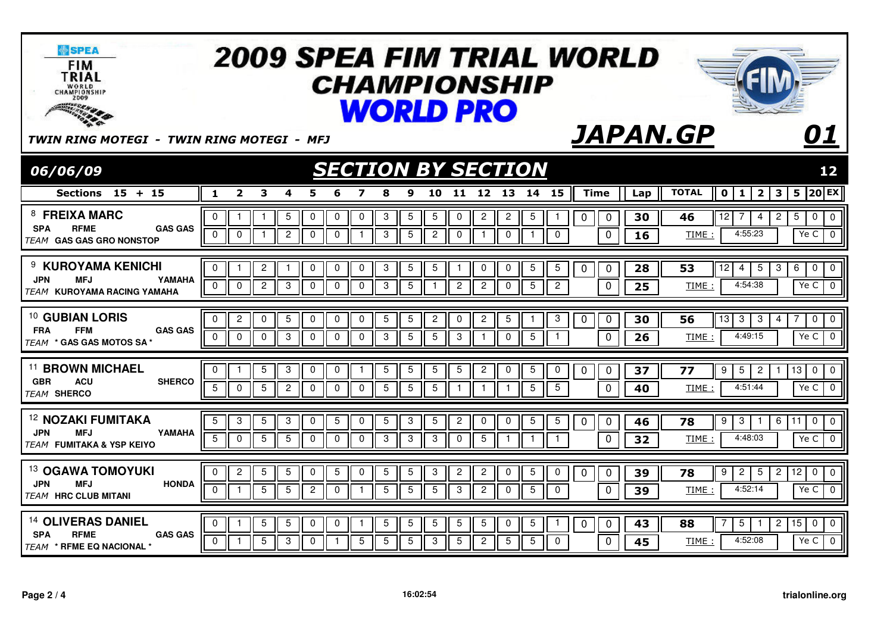# 2009 SPEA FIM TRIAL WORLD CHAMPIONSHIP

## WORLD PRO

TWIN RING MOTEGI - TWIN RING MOTEGI - MFJ

**JAPAN.GP** **01**

06/06/09

## SECTION BY SECTION

12

| Rider | Lap | 1 | 2 | 3 | 4 | 5 | 6 | 7 | 8 | 9 | 10 | 11 | 12 | 13 | 14 | 15 | Time | | Lap total | TOTAL | 0 | 1 | 2 | 3 | 5 | 20 | EX |
|---|---|---|---|---|---|---|---|---|---|---|---|---|---|---|---|---|---|---|---|---|---|---|---|---|---|---|---|
| 8 FREIXA MARC – SPA – RFME – GAS GAS – TEAM GAS GAS GRO NONSTOP | 1 | 0 | 1 | 1 | 5 | 0 | 0 | 0 | 3 | 5 | 5 | 0 | 2 | 2 | 5 | 1 | 0 | 0 | 30 | 46 | 12 | 7 | 4 | 2 | 5 | 0 | 0 |
| | 2 | 0 | 0 | 1 | 2 | 0 | 0 | 1 | 3 | 5 | 2 | 0 | 1 | 0 | 1 | 0 | | 0 | 16 | TIME : 4:55:23 | | | | | Ye C | 0 | |
| 9 KUROYAMA KENICHI – JPN – MFJ – YAMAHA – TEAM KUROYAMA RACING YAMAHA | 1 | 0 | 1 | 2 | 1 | 0 | 0 | 0 | 3 | 5 | 5 | 1 | 0 | 0 | 5 | 5 | 0 | 0 | 28 | 53 | 12 | 4 | 5 | 3 | 6 | 0 | 0 |
| | 2 | 0 | 0 | 2 | 3 | 0 | 0 | 0 | 3 | 5 | 1 | 2 | 2 | 0 | 5 | 2 | | 0 | 25 | TIME : 4:54:38 | | | | | Ye C | 0 | |
| 10 GUBIAN LORIS – FRA – FFM – GAS GAS – TEAM * GAS GAS MOTOS SA * | 1 | 0 | 2 | 0 | 5 | 0 | 0 | 0 | 5 | 5 | 2 | 0 | 2 | 5 | 1 | 3 | 0 | 0 | 30 | 56 | 13 | 3 | 3 | 4 | 7 | 0 | 0 |
| | 2 | 0 | 0 | 0 | 3 | 0 | 0 | 0 | 3 | 5 | 5 | 3 | 1 | 0 | 5 | 1 | | 0 | 26 | TIME : 4:49:15 | | | | | Ye C | 0 | |
| 11 BROWN MICHAEL – GBR – ACU – SHERCO – TEAM SHERCO | 1 | 0 | 1 | 5 | 3 | 0 | 0 | 1 | 5 | 5 | 5 | 5 | 2 | 0 | 5 | 0 | 0 | 0 | 37 | 77 | 9 | 5 | 2 | 1 | 13 | 0 | 0 |
| | 2 | 5 | 0 | 5 | 2 | 0 | 0 | 0 | 5 | 5 | 5 | 1 | 1 | 1 | 5 | 5 | | 0 | 40 | TIME : 4:51:44 | | | | | Ye C | 0 | |
| 12 NOZAKI FUMITAKA – JPN – MFJ – YAMAHA – TEAM FUMITAKA & YSP KEIYO | 1 | 5 | 3 | 5 | 3 | 0 | 5 | 0 | 5 | 3 | 5 | 2 | 0 | 0 | 5 | 5 | 0 | 0 | 46 | 78 | 9 | 3 | 1 | 6 | 11 | 0 | 0 |
| | 2 | 5 | 0 | 5 | 5 | 0 | 0 | 0 | 3 | 3 | 3 | 0 | 5 | 1 | 1 | 1 | | 0 | 32 | TIME : 4:48:03 | | | | | Ye C | 0 | |
| 13 OGAWA TOMOYUKI – JPN – MFJ – HONDA – TEAM HRC CLUB MITANI | 1 | 0 | 2 | 5 | 5 | 0 | 5 | 0 | 5 | 5 | 3 | 2 | 2 | 0 | 5 | 0 | 0 | 0 | 39 | 78 | 9 | 2 | 5 | 2 | 12 | 0 | 0 |
| | 2 | 0 | 1 | 5 | 5 | 2 | 0 | 1 | 5 | 5 | 5 | 3 | 2 | 0 | 5 | 0 | | 0 | 39 | TIME : 4:52:14 | | | | | Ye C | 0 | |
| 14 OLIVERAS DANIEL – SPA – RFME – GAS GAS – TEAM * RFME EQ NACIONAL * | 1 | 0 | 1 | 5 | 5 | 0 | 0 | 1 | 5 | 5 | 5 | 5 | 5 | 0 | 5 | 1 | 0 | 0 | 43 | 88 | 7 | 5 | 1 | 2 | 15 | 0 | 0 |
| | 2 | 0 | 1 | 5 | 3 | 0 | 1 | 5 | 5 | 5 | 3 | 5 | 2 | 5 | 5 | 0 | | 0 | 45 | TIME : 4:52:08 | | | | | Ye C | 0 | |

16:02:54

trialonline.org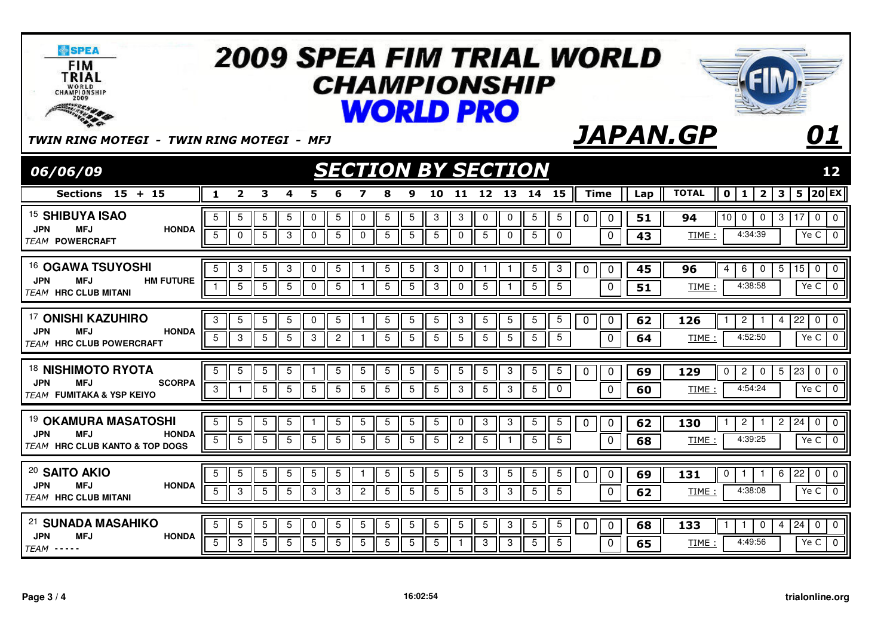# 2009 SPEA FIM TRIAL WORLD CHAMPIONSHIP WORLD PRO

*TWIN RING MOTEGI - TWIN RING MOTEGI - MFJ*

## *JAPAN.GP* 01

**06/06/09**

## *SECTION BY SECTION* 12

| Sections 15 + 15 | 1 | 2 | 3 | 4 | 5 | 6 | 7 | 8 | 9 | 10 | 11 | 12 | 13 | 14 | 15 | Time | | Lap | TOTAL | 0 | 1 | 2 | 3 | 5 | 20 | EX |
|---|---|---|---|---|---|---|---|---|---|---|---|---|---|---|---|---|---|---|---|---|---|---|---|---|---|---|
| 15 SHIBUYA ISAO<br>JPN MFJ HONDA<br>TEAM POWERCRAFT | 5 | 5 | 5 | 5 | 0 | 5 | 0 | 5 | 5 | 3 | 3 | 0 | 0 | 5 | 5 | 0 | 0 | 51 | 94 | 10 | 0 | 0 | 3 | 17 | 0 | 0 |
| | 5 | 0 | 5 | 3 | 0 | 5 | 0 | 5 | 5 | 5 | 0 | 5 | 0 | 5 | 0 | | 0 | 43 | TIME : | 4:34:39 | | | | | Ye C | 0 |
| 16 OGAWA TSUYOSHI<br>JPN MFJ HM FUTURE<br>TEAM HRC CLUB MITANI | 5 | 3 | 5 | 3 | 0 | 5 | 1 | 5 | 5 | 3 | 0 | 1 | 1 | 5 | 3 | 0 | 0 | 45 | 96 | 4 | 6 | 0 | 5 | 15 | 0 | 0 |
| | 1 | 5 | 5 | 5 | 0 | 5 | 1 | 5 | 5 | 3 | 0 | 5 | 1 | 5 | 5 | | 0 | 51 | TIME : | 4:38:58 | | | | | Ye C | 0 |
| 17 ONISHI KAZUHIRO<br>JPN MFJ HONDA<br>TEAM HRC CLUB POWERCRAFT | 3 | 5 | 5 | 5 | 0 | 5 | 1 | 5 | 5 | 5 | 3 | 5 | 5 | 5 | 5 | 0 | 0 | 62 | 126 | 1 | 2 | 1 | 4 | 22 | 0 | 0 |
| | 5 | 3 | 5 | 5 | 3 | 2 | 1 | 5 | 5 | 5 | 5 | 5 | 5 | 5 | 5 | | 0 | 64 | TIME : | 4:52:50 | | | | | Ye C | 0 |
| 18 NISHIMOTO RYOTA<br>JPN MFJ SCORPA<br>TEAM FUMITAKA & YSP KEIYO | 5 | 5 | 5 | 5 | 1 | 5 | 5 | 5 | 5 | 5 | 5 | 5 | 3 | 5 | 5 | 0 | 0 | 69 | 129 | 0 | 2 | 0 | 5 | 23 | 0 | 0 |
| | 3 | 1 | 5 | 5 | 5 | 5 | 5 | 5 | 5 | 5 | 3 | 5 | 3 | 5 | 0 | | 0 | 60 | TIME : | 4:54:24 | | | | | Ye C | 0 |
| 19 OKAMURA MASATOSHI<br>JPN MFJ HONDA<br>TEAM HRC CLUB KANTO & TOP DOGS | 5 | 5 | 5 | 5 | 1 | 5 | 5 | 5 | 5 | 5 | 0 | 3 | 3 | 5 | 5 | 0 | 0 | 62 | 130 | 1 | 2 | 1 | 2 | 24 | 0 | 0 |
| | 5 | 5 | 5 | 5 | 5 | 5 | 5 | 5 | 5 | 5 | 2 | 5 | 1 | 5 | 5 | | 0 | 68 | TIME : | 4:39:25 | | | | | Ye C | 0 |
| 20 SAITO AKIO<br>JPN MFJ HONDA<br>TEAM HRC CLUB MITANI | 5 | 5 | 5 | 5 | 5 | 5 | 1 | 5 | 5 | 5 | 5 | 3 | 5 | 5 | 5 | 0 | 0 | 69 | 131 | 0 | 1 | 1 | 6 | 22 | 0 | 0 |
| | 5 | 3 | 5 | 5 | 3 | 3 | 2 | 5 | 5 | 5 | 5 | 3 | 3 | 5 | 5 | | 0 | 62 | TIME : | 4:38:08 | | | | | Ye C | 0 |
| 21 SUNADA MASAHIKO<br>JPN MFJ HONDA<br>TEAM ----- | 5 | 5 | 5 | 5 | 0 | 5 | 5 | 5 | 5 | 5 | 5 | 5 | 3 | 5 | 5 | 0 | 0 | 68 | 133 | 1 | 1 | 0 | 4 | 24 | 0 | 0 |
| | 5 | 3 | 5 | 5 | 5 | 5 | 5 | 5 | 5 | 5 | 1 | 3 | 3 | 5 | 5 | | 0 | 65 | TIME : | 4:49:56 | | | | | Ye C | 0 |

16:02:54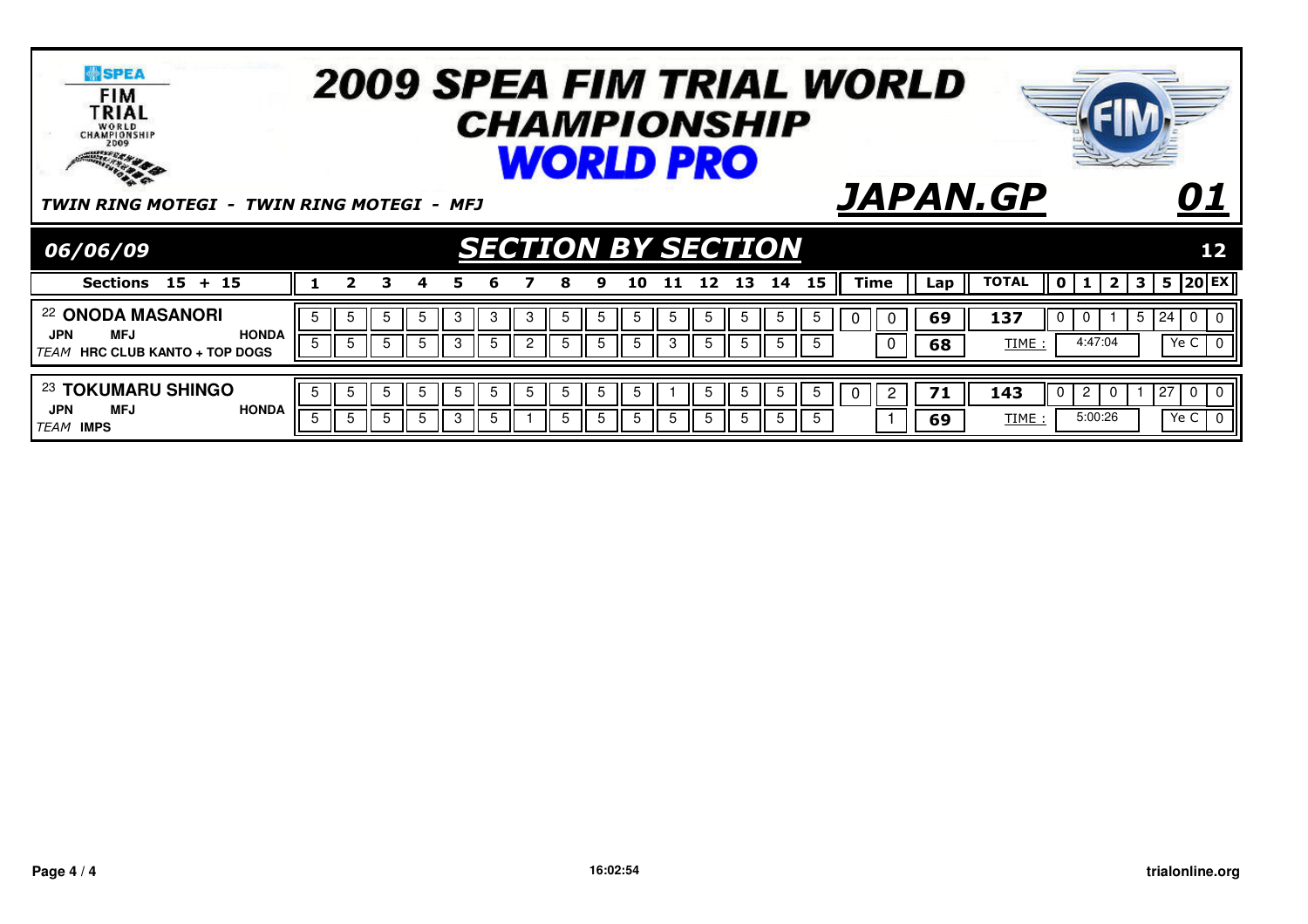# 2009 SPEA FIM TRIAL WORLD CHAMPIONSHIP
# WORLD PRO

TWIN RING MOTEGI - TWIN RING MOTEGI - MFJ

## JAPAN.GP 01

06/06/09

## SECTION BY SECTION

12

| Sections 15 + 15 | 1 | 2 | 3 | 4 | 5 | 6 | 7 | 8 | 9 | 10 | 11 | 12 | 13 | 14 | 15 | Time | | Lap | TOTAL | 0 | 1 | 2 | 3 | 5 | 20 | EX |
|---|---|---|---|---|---|---|---|---|---|---|---|---|---|---|---|---|---|---|---|---|---|---|---|---|---|---|
| 22 ONODA MASANORI<br>JPN MFJ HONDA<br>TEAM HRC CLUB KANTO + TOP DOGS | 5 | 5 | 5 | 5 | 3 | 3 | 3 | 5 | 5 | 5 | 5 | 5 | 5 | 5 | 5 | 0 | 0 | 69 | 137 | 0 | 0 | 1 | 5 | 24 | 0 | 0 |
| | 5 | 5 | 5 | 5 | 3 | 5 | 2 | 5 | 5 | 5 | 3 | 5 | 5 | 5 | 5 | | 0 | 68 | TIME : | 4:47:04 | | | | Ye C | | 0 |
| 23 TOKUMARU SHINGO<br>JPN MFJ HONDA<br>TEAM IMPS | 5 | 5 | 5 | 5 | 5 | 5 | 5 | 5 | 5 | 5 | 1 | 5 | 5 | 5 | 5 | 0 | 2 | 71 | 143 | 0 | 2 | 0 | 1 | 27 | 0 | 0 |
| | 5 | 5 | 5 | 5 | 3 | 5 | 1 | 5 | 5 | 5 | 5 | 5 | 5 | 5 | 5 | | 1 | 69 | TIME : | 5:00:26 | | | | Ye C | | 0 |

16:02:54

trialonline.org